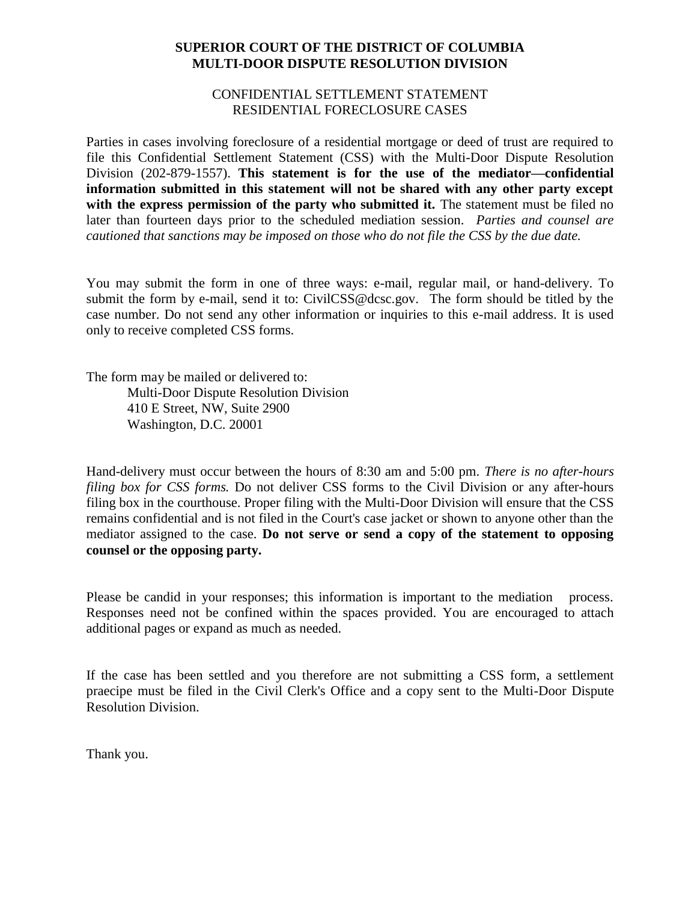# SUPERIOR COURT OF THE DISTRICT OF COLUMBIA
# MULTI-DOOR DISPUTE RESOLUTION DIVISION

## CONFIDENTIAL SETTLEMENT STATEMENT
## RESIDENTIAL FORECLOSURE CASES

Parties in cases involving foreclosure of a residential mortgage or deed of trust are required to file this Confidential Settlement Statement (CSS) with the Multi-Door Dispute Resolution Division (202-879-1557). **This statement is for the use of the mediator—confidential information submitted in this statement will not be shared with any other party except with the express permission of the party who submitted it.** The statement must be filed no later than fourteen days prior to the scheduled mediation session. *Parties and counsel are cautioned that sanctions may be imposed on those who do not file the CSS by the due date.*

You may submit the form in one of three ways: e-mail, regular mail, or hand-delivery. To submit the form by e-mail, send it to: CivilCSS@dcsc.gov. The form should be titled by the case number. Do not send any other information or inquiries to this e-mail address. It is used only to receive completed CSS forms.

The form may be mailed or delivered to:

Multi-Door Dispute Resolution Division
410 E Street, NW, Suite 2900
Washington, D.C. 20001

Hand-delivery must occur between the hours of 8:30 am and 5:00 pm. *There is no after-hours filing box for CSS forms.* Do not deliver CSS forms to the Civil Division or any after-hours filing box in the courthouse. Proper filing with the Multi-Door Division will ensure that the CSS remains confidential and is not filed in the Court's case jacket or shown to anyone other than the mediator assigned to the case. **Do not serve or send a copy of the statement to opposing counsel or the opposing party.**

Please be candid in your responses; this information is important to the mediation process. Responses need not be confined within the spaces provided. You are encouraged to attach additional pages or expand as much as needed.

If the case has been settled and you therefore are not submitting a CSS form, a settlement praecipe must be filed in the Civil Clerk's Office and a copy sent to the Multi-Door Dispute Resolution Division.

Thank you.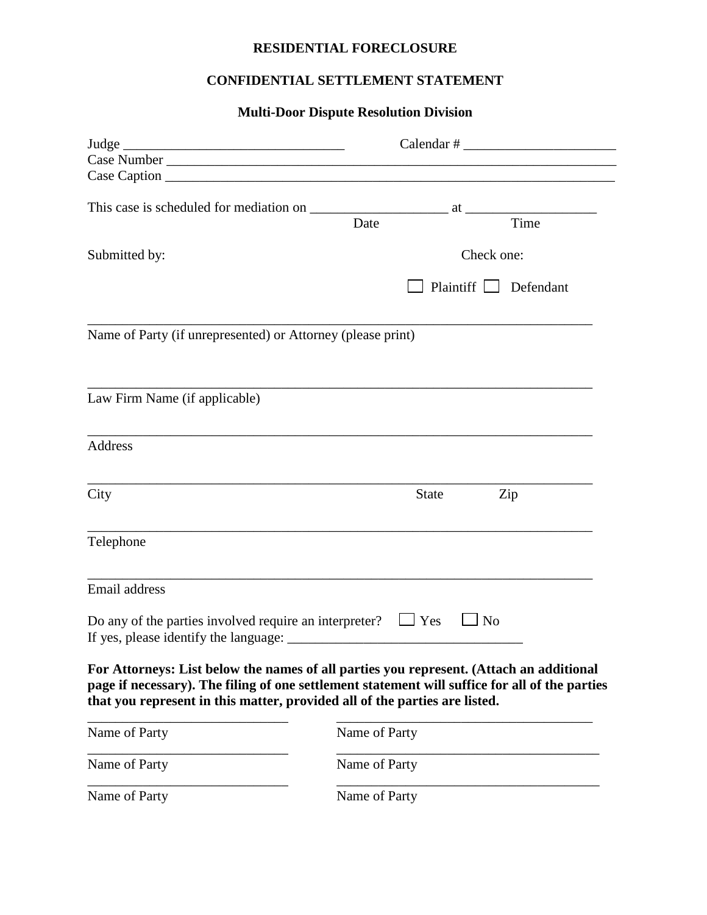# RESIDENTIAL FORECLOSURE

## CONFIDENTIAL SETTLEMENT STATEMENT

### Multi-Door Dispute Resolution Division

Judge ________________________________ Calendar # ______________________

Case Number ______________________________________________________________________

Case Caption ______________________________________________________________________

This case is scheduled for mediation on ____________________ at ___________________
Date Time

Submitted by: Check one:

☐ Plaintiff ☐ Defendant

___________________________________________________________________________

Name of Party (if unrepresented) or Attorney (please print)

___________________________________________________________________________

Law Firm Name (if applicable)

___________________________________________________________________________

Address

___________________________________________________________________________

City State Zip

___________________________________________________________________________

Telephone

___________________________________________________________________________

Email address

Do any of the parties involved require an interpreter? ☐ Yes ☐ No

If yes, please identify the language: _________________________________

**For Attorneys: List below the names of all parties you represent. (Attach an additional page if necessary). The filing of one settlement statement will suffice for all of the parties that you represent in this matter, provided all of the parties are listed.**

______________________________ ______________________________________

Name of Party Name of Party

______________________________ ______________________________________

Name of Party Name of Party

______________________________ ______________________________________

Name of Party Name of Party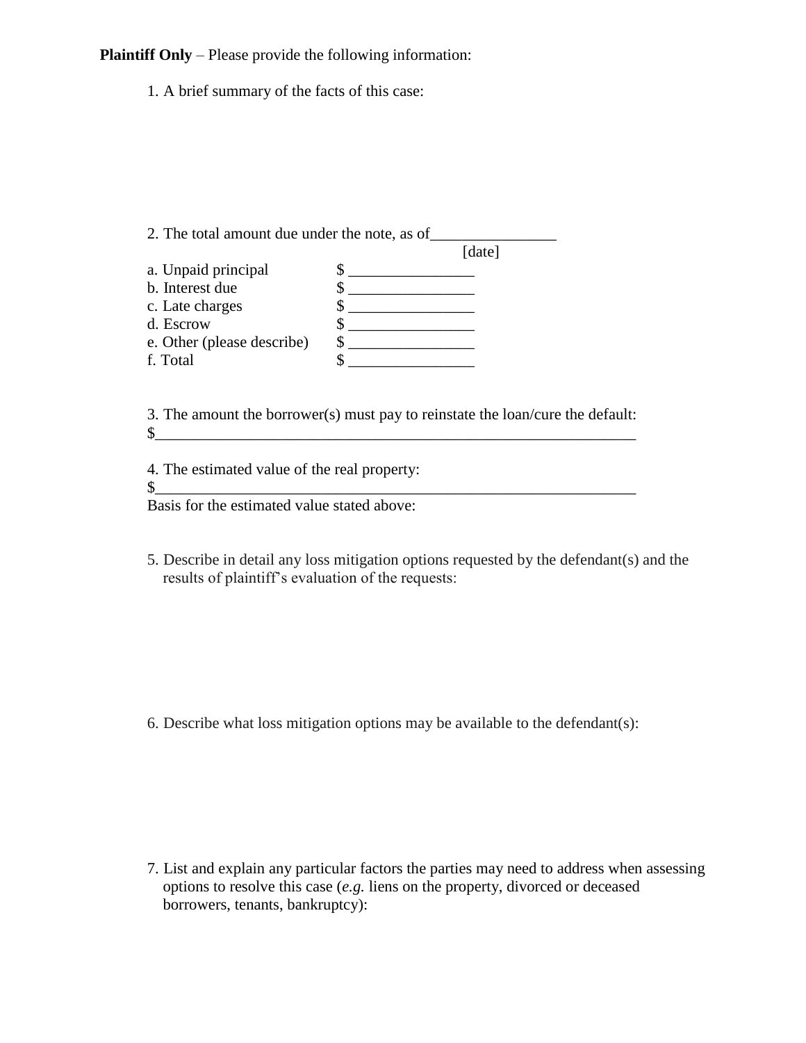**Plaintiff Only** – Please provide the following information:

1. A brief summary of the facts of this case:

2. The total amount due under the note, as of________________
[date]

| | |
|---|---|
| a. Unpaid principal | $ ________________ |
| b. Interest due | $ ________________ |
| c. Late charges | $ ________________ |
| d. Escrow | $ ________________ |
| e. Other (please describe) | $ ________________ |
| f. Total | $ ________________ |

3. The amount the borrower(s) must pay to reinstate the loan/cure the default:
$_______________________________________________________________

4. The estimated value of the real property:
$_______________________________________________________________
Basis for the estimated value stated above:

5. Describe in detail any loss mitigation options requested by the defendant(s) and the results of plaintiff's evaluation of the requests:

6. Describe what loss mitigation options may be available to the defendant(s):

7. List and explain any particular factors the parties may need to address when assessing options to resolve this case (*e.g.* liens on the property, divorced or deceased borrowers, tenants, bankruptcy):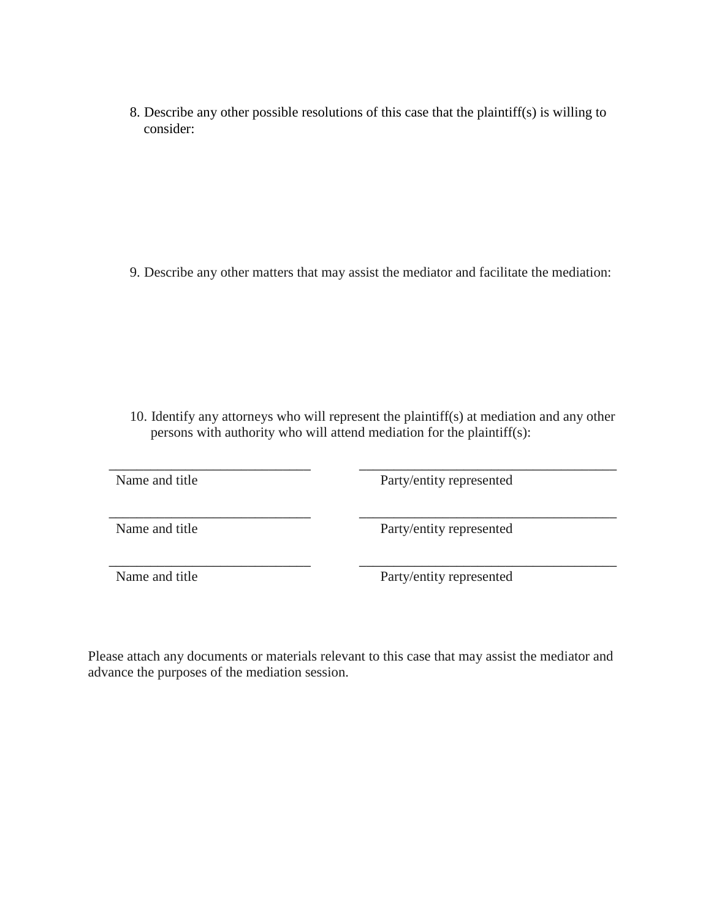8. Describe any other possible resolutions of this case that the plaintiff(s) is willing to consider:

9. Describe any other matters that may assist the mediator and facilitate the mediation:

10. Identify any attorneys who will represent the plaintiff(s) at mediation and any other persons with authority who will attend mediation for the plaintiff(s):

| ____________________________ | ____________________________________ |
|---|---|
| Name and title | Party/entity represented |
| ____________________________ | ____________________________________ |
| Name and title | Party/entity represented |
| ____________________________ | ____________________________________ |
| Name and title | Party/entity represented |

Please attach any documents or materials relevant to this case that may assist the mediator and advance the purposes of the mediation session.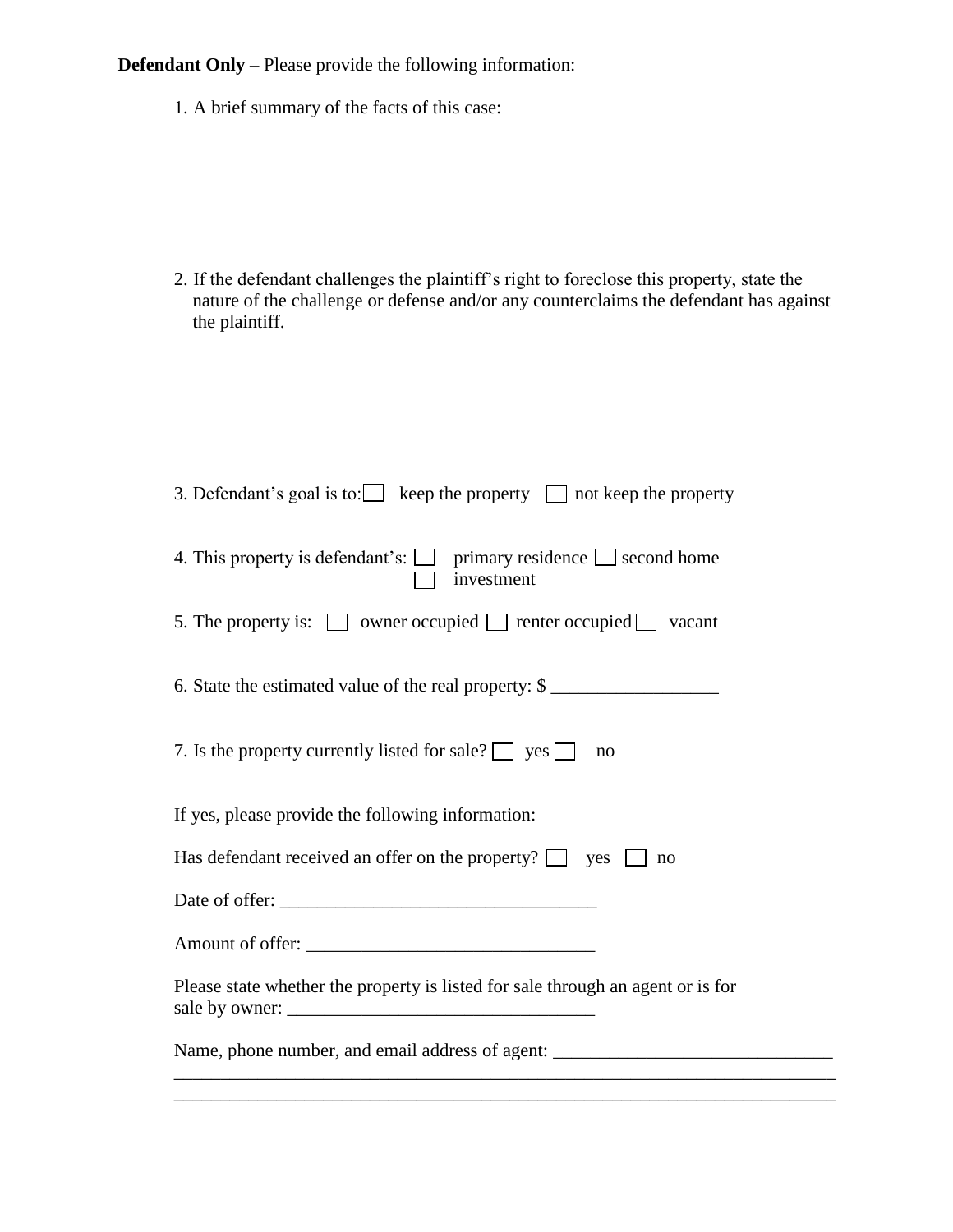**Defendant Only** – Please provide the following information:

1. A brief summary of the facts of this case:

2. If the defendant challenges the plaintiff's right to foreclose this property, state the nature of the challenge or defense and/or any counterclaims the defendant has against the plaintiff.

3. Defendant's goal is to: ☐ keep the property ☐ not keep the property

4. This property is defendant's: ☐ primary residence ☐ second home ☐ investment

5. The property is: ☐ owner occupied ☐ renter occupied ☐ vacant

6. State the estimated value of the real property: $ __________________

7. Is the property currently listed for sale? ☐ yes ☐ no

If yes, please provide the following information:

Has defendant received an offer on the property? ☐ yes ☐ no

Date of offer: __________________________________

Amount of offer: _______________________________

Please state whether the property is listed for sale through an agent or is for sale by owner: _________________________________

Name, phone number, and email address of agent: ______________________________
_________________________________________________________________________
_________________________________________________________________________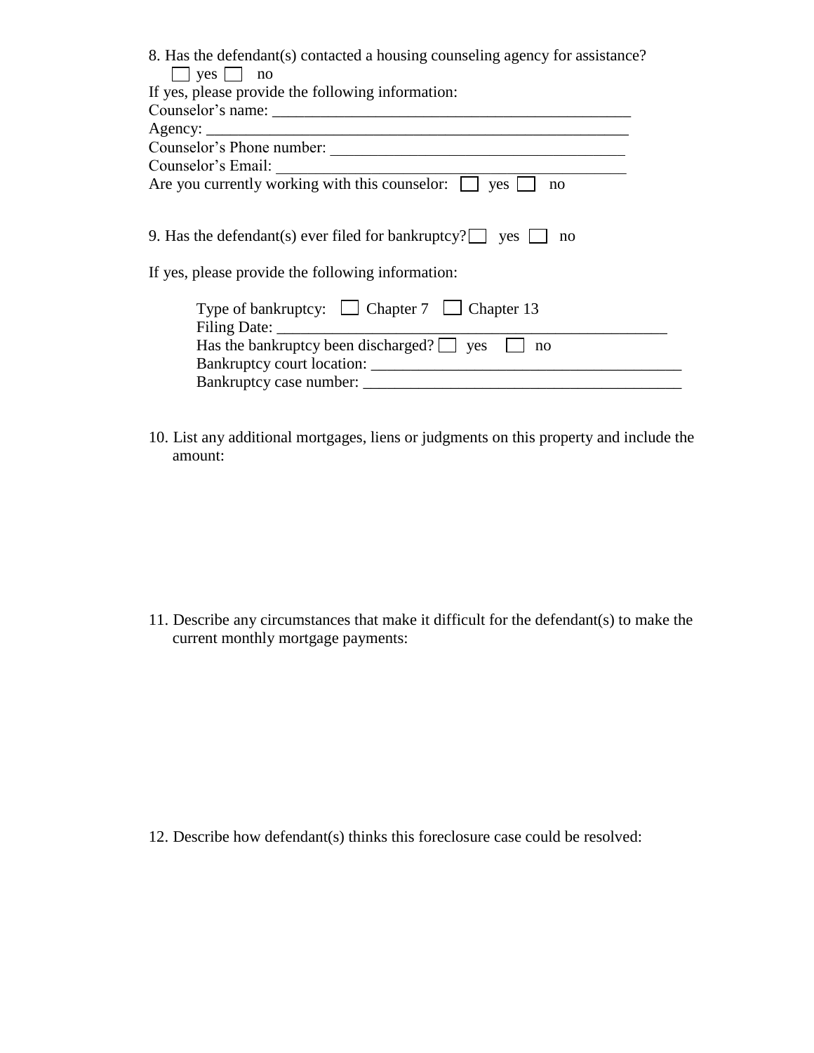8. Has the defendant(s) contacted a housing counseling agency for assistance?
☐ yes ☐ no

If yes, please provide the following information:

Counselor's name: _______________________________________________

Agency: _______________________________________________________

Counselor's Phone number: ______________________________________

Counselor's Email: ____________________________________________

Are you currently working with this counselor: ☐ yes ☐ no

9. Has the defendant(s) ever filed for bankruptcy? ☐ yes ☐ no

If yes, please provide the following information:

Type of bankruptcy: ☐ Chapter 7 ☐ Chapter 13

Filing Date: ____________________________________________________

Has the bankruptcy been discharged? ☐ yes ☐ no

Bankruptcy court location: _______________________________________

Bankruptcy case number: ________________________________________

10. List any additional mortgages, liens or judgments on this property and include the amount:

11. Describe any circumstances that make it difficult for the defendant(s) to make the current monthly mortgage payments:

12. Describe how defendant(s) thinks this foreclosure case could be resolved: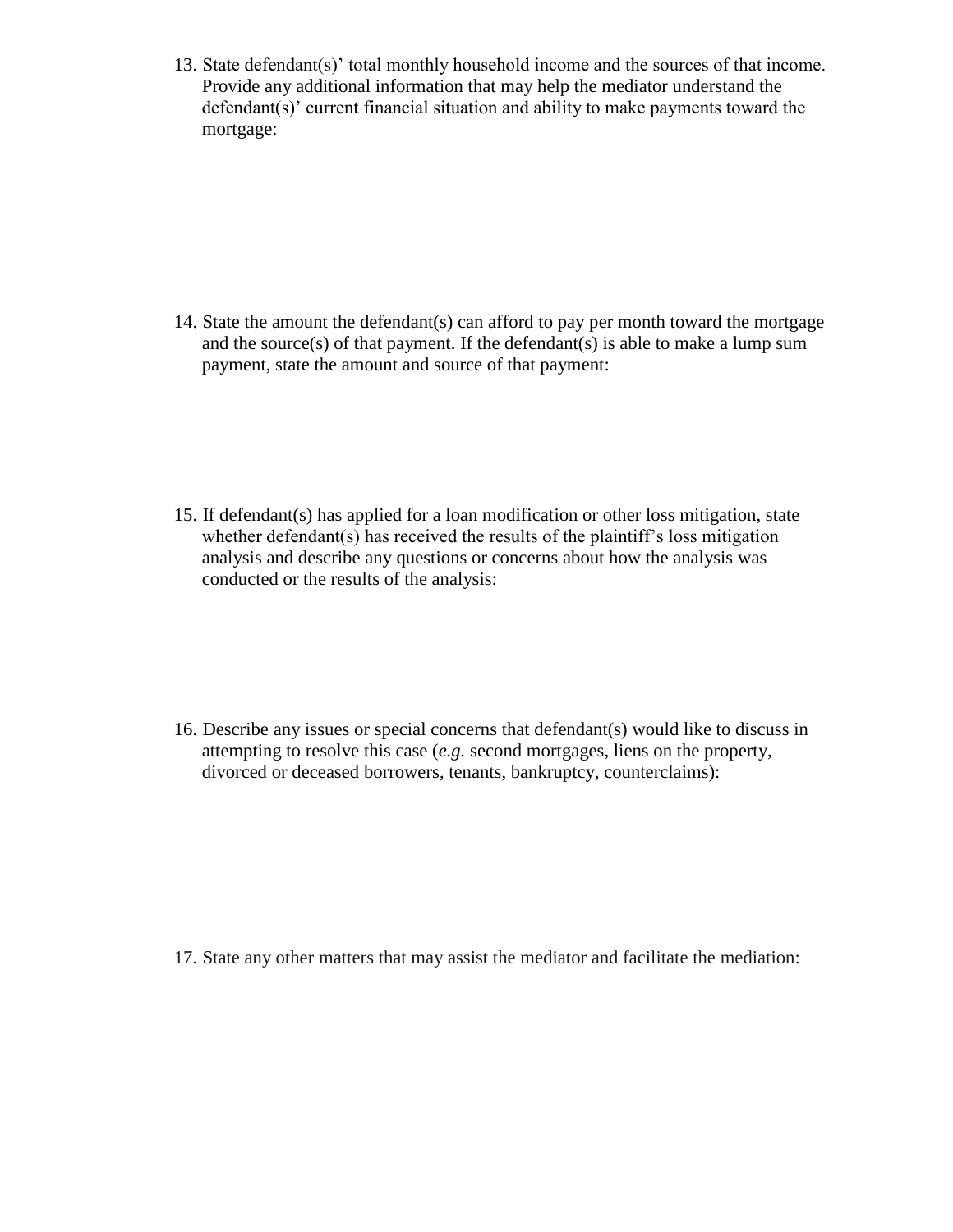13. State defendant(s)' total monthly household income and the sources of that income. Provide any additional information that may help the mediator understand the defendant(s)' current financial situation and ability to make payments toward the mortgage:

14. State the amount the defendant(s) can afford to pay per month toward the mortgage and the source(s) of that payment. If the defendant(s) is able to make a lump sum payment, state the amount and source of that payment:

15. If defendant(s) has applied for a loan modification or other loss mitigation, state whether defendant(s) has received the results of the plaintiff's loss mitigation analysis and describe any questions or concerns about how the analysis was conducted or the results of the analysis:

16. Describe any issues or special concerns that defendant(s) would like to discuss in attempting to resolve this case (*e.g.* second mortgages, liens on the property, divorced or deceased borrowers, tenants, bankruptcy, counterclaims):

17. State any other matters that may assist the mediator and facilitate the mediation: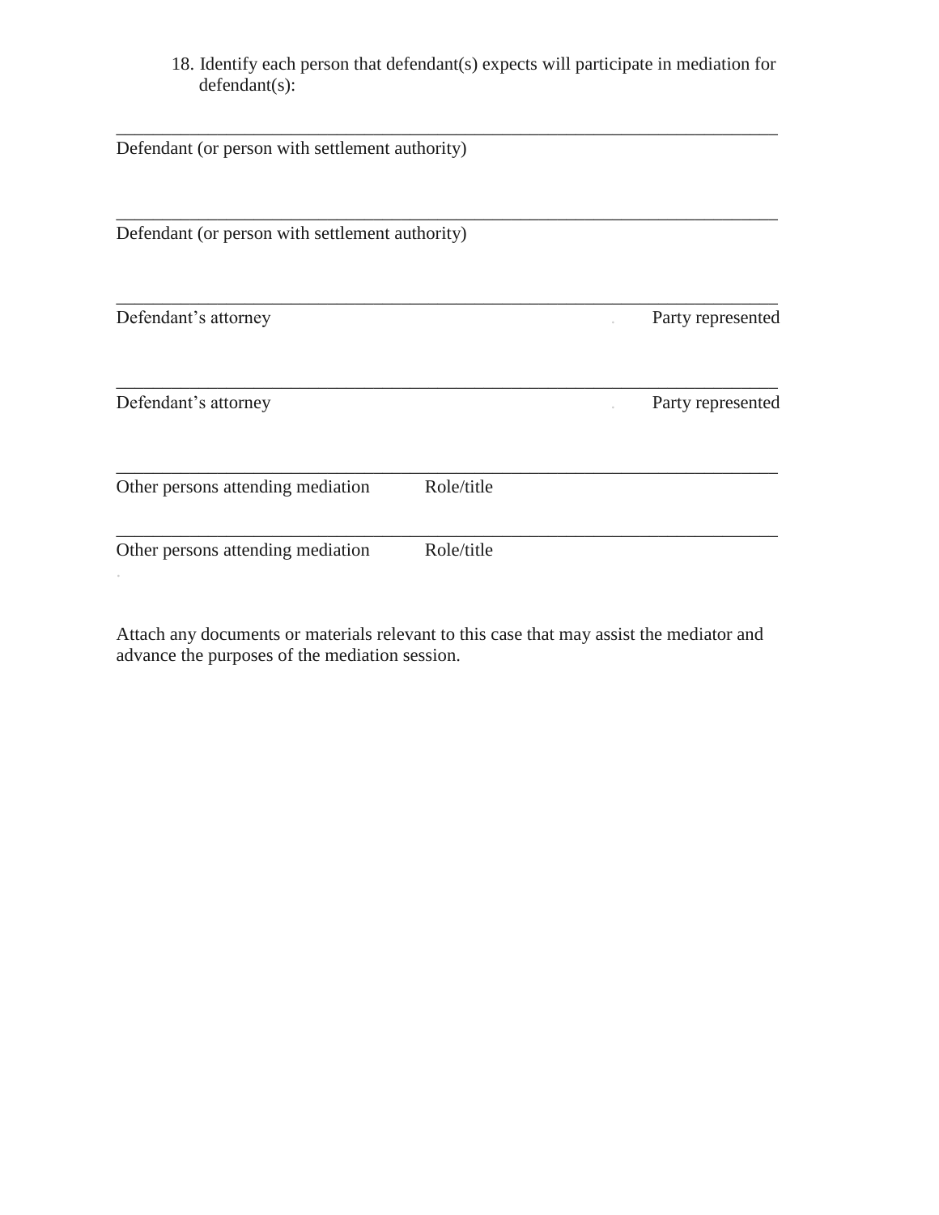18. Identify each person that defendant(s) expects will participate in mediation for defendant(s):

\_\_\_\_\_\_\_\_\_\_\_\_\_\_\_\_\_\_\_\_\_\_\_\_\_\_\_\_\_\_\_\_\_\_\_\_\_\_\_\_\_\_\_\_\_\_\_\_\_\_\_\_\_\_\_\_\_\_\_\_\_\_\_\_

Defendant (or person with settlement authority)

\_\_\_\_\_\_\_\_\_\_\_\_\_\_\_\_\_\_\_\_\_\_\_\_\_\_\_\_\_\_\_\_\_\_\_\_\_\_\_\_\_\_\_\_\_\_\_\_\_\_\_\_\_\_\_\_\_\_\_\_\_\_\_\_

Defendant (or person with settlement authority)

\_\_\_\_\_\_\_\_\_\_\_\_\_\_\_\_\_\_\_\_\_\_\_\_\_\_\_\_\_\_\_\_\_\_\_\_\_\_\_\_\_\_\_\_\_\_\_\_\_\_\_\_\_\_\_\_\_\_\_\_\_\_\_\_

Defendant's attorney Party represented

\_\_\_\_\_\_\_\_\_\_\_\_\_\_\_\_\_\_\_\_\_\_\_\_\_\_\_\_\_\_\_\_\_\_\_\_\_\_\_\_\_\_\_\_\_\_\_\_\_\_\_\_\_\_\_\_\_\_\_\_\_\_\_\_

Defendant's attorney Party represented

\_\_\_\_\_\_\_\_\_\_\_\_\_\_\_\_\_\_\_\_\_\_\_\_\_\_\_\_\_\_\_\_\_\_\_\_\_\_\_\_\_\_\_\_\_\_\_\_\_\_\_\_\_\_\_\_\_\_\_\_\_\_\_\_

Other persons attending mediation Role/title

\_\_\_\_\_\_\_\_\_\_\_\_\_\_\_\_\_\_\_\_\_\_\_\_\_\_\_\_\_\_\_\_\_\_\_\_\_\_\_\_\_\_\_\_\_\_\_\_\_\_\_\_\_\_\_\_\_\_\_\_\_\_\_\_

Other persons attending mediation Role/title

Attach any documents or materials relevant to this case that may assist the mediator and advance the purposes of the mediation session.